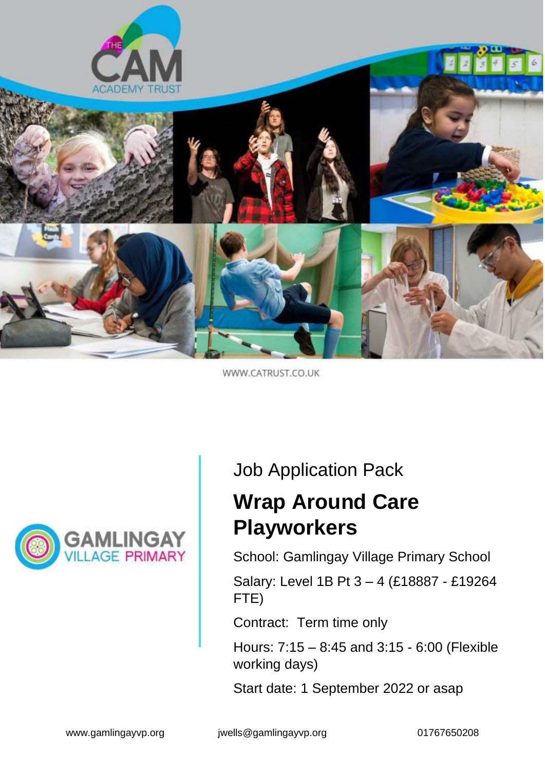WWW.CATRUST.CO.UK

Job Application Pack

# Wrap Around Care Playworkers

School: Gamlingay Village Primary School

Salary: Level 1B Pt 3 – 4 (£18887 - £19264 FTE)

Contract: Term time only

Hours: 7:15 – 8:45 and 3:15 - 6:00 (Flexible working days)

Start date: 1 September 2022 or asap

www.gamlingayvp.org jwells@gamlingayvp.org 01767650208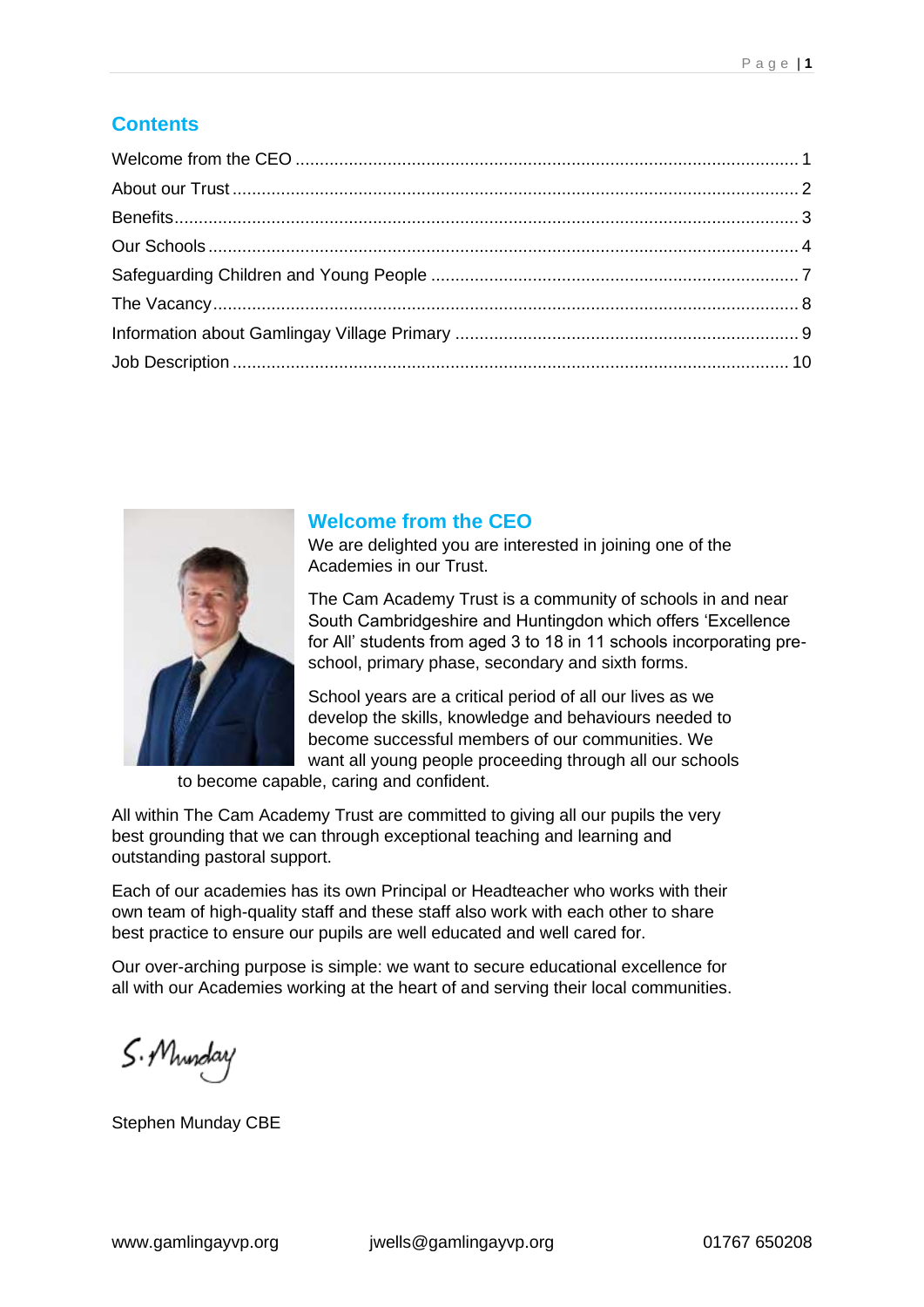## Contents

| | |
|---|---|
| Welcome from the CEO | 1 |
| About our Trust | 2 |
| Benefits | 3 |
| Our Schools | 4 |
| Safeguarding Children and Young People | 7 |
| The Vacancy | 8 |
| Information about Gamlingay Village Primary | 9 |
| Job Description | 10 |

## Welcome from the CEO

We are delighted you are interested in joining one of the Academies in our Trust.

The Cam Academy Trust is a community of schools in and near South Cambridgeshire and Huntingdon which offers 'Excellence for All' students from aged 3 to 18 in 11 schools incorporating pre-school, primary phase, secondary and sixth forms.

School years are a critical period of all our lives as we develop the skills, knowledge and behaviours needed to become successful members of our communities. We want all young people proceeding through all our schools to become capable, caring and confident.

All within The Cam Academy Trust are committed to giving all our pupils the very best grounding that we can through exceptional teaching and learning and outstanding pastoral support.

Each of our academies has its own Principal or Headteacher who works with their own team of high-quality staff and these staff also work with each other to share best practice to ensure our pupils are well educated and well cared for.

Our over-arching purpose is simple: we want to secure educational excellence for all with our Academies working at the heart of and serving their local communities.

S. Munday

Stephen Munday CBE

www.gamlingayvp.org jwells@gamlingayvp.org 01767 650208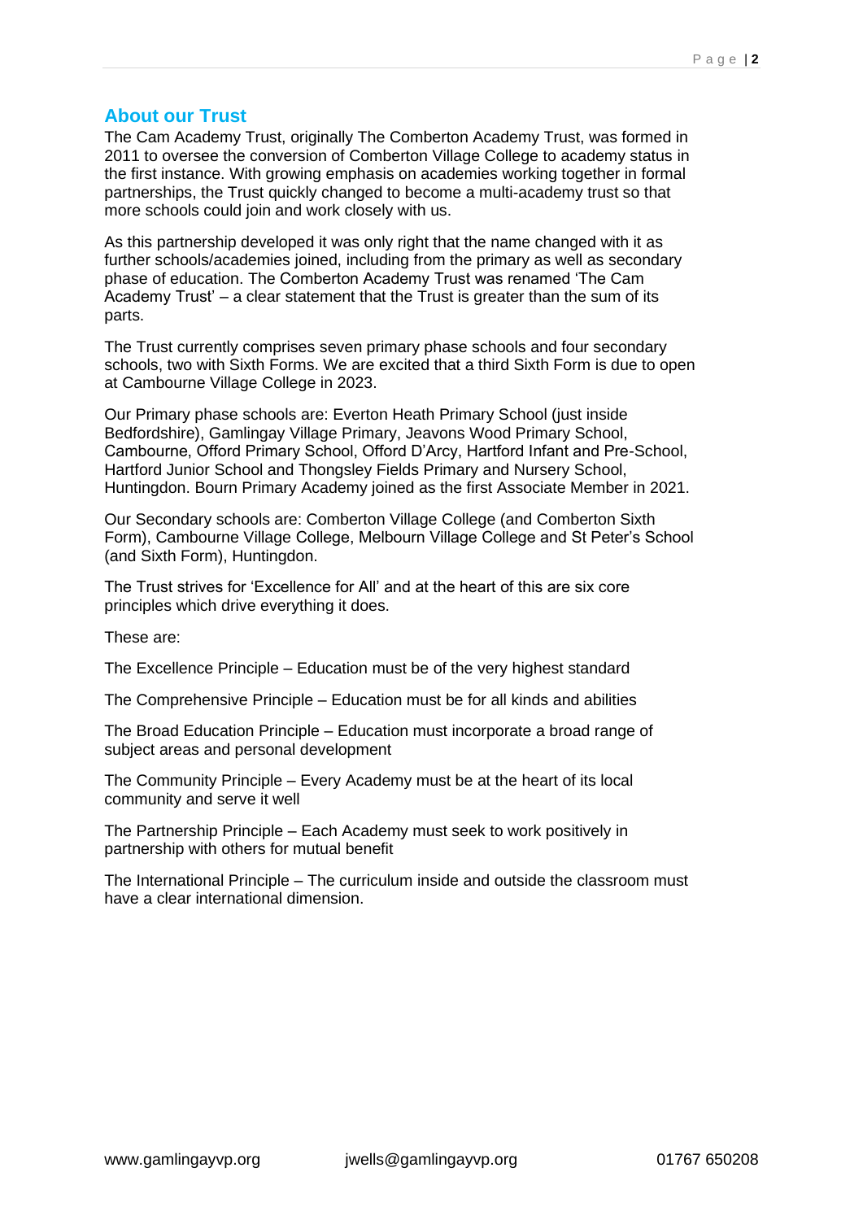## About our Trust

The Cam Academy Trust, originally The Comberton Academy Trust, was formed in 2011 to oversee the conversion of Comberton Village College to academy status in the first instance. With growing emphasis on academies working together in formal partnerships, the Trust quickly changed to become a multi-academy trust so that more schools could join and work closely with us.

As this partnership developed it was only right that the name changed with it as further schools/academies joined, including from the primary as well as secondary phase of education. The Comberton Academy Trust was renamed 'The Cam Academy Trust' – a clear statement that the Trust is greater than the sum of its parts.

The Trust currently comprises seven primary phase schools and four secondary schools, two with Sixth Forms. We are excited that a third Sixth Form is due to open at Cambourne Village College in 2023.

Our Primary phase schools are: Everton Heath Primary School (just inside Bedfordshire), Gamlingay Village Primary, Jeavons Wood Primary School, Cambourne, Offord Primary School, Offord D'Arcy, Hartford Infant and Pre-School, Hartford Junior School and Thongsley Fields Primary and Nursery School, Huntingdon. Bourn Primary Academy joined as the first Associate Member in 2021.

Our Secondary schools are: Comberton Village College (and Comberton Sixth Form), Cambourne Village College, Melbourn Village College and St Peter's School (and Sixth Form), Huntingdon.

The Trust strives for 'Excellence for All' and at the heart of this are six core principles which drive everything it does.

These are:

The Excellence Principle – Education must be of the very highest standard

The Comprehensive Principle – Education must be for all kinds and abilities

The Broad Education Principle – Education must incorporate a broad range of subject areas and personal development

The Community Principle – Every Academy must be at the heart of its local community and serve it well

The Partnership Principle – Each Academy must seek to work positively in partnership with others for mutual benefit

The International Principle – The curriculum inside and outside the classroom must have a clear international dimension.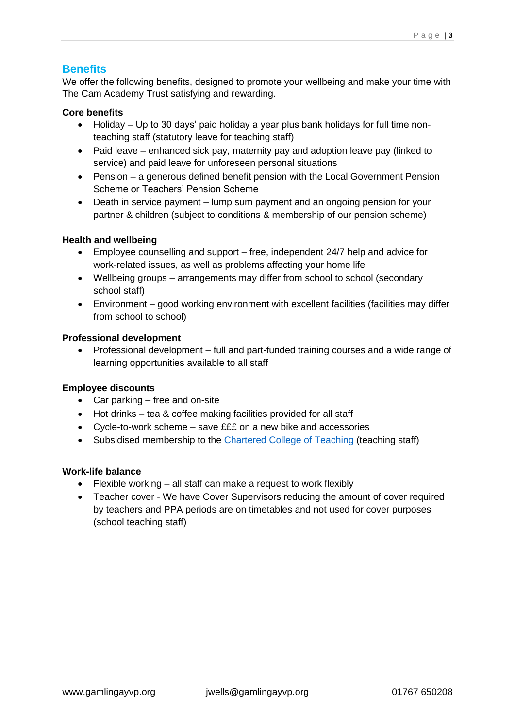## Benefits

We offer the following benefits, designed to promote your wellbeing and make your time with The Cam Academy Trust satisfying and rewarding.

**Core benefits**

- Holiday – Up to 30 days' paid holiday a year plus bank holidays for full time non-teaching staff (statutory leave for teaching staff)
- Paid leave – enhanced sick pay, maternity pay and adoption leave pay (linked to service) and paid leave for unforeseen personal situations
- Pension – a generous defined benefit pension with the Local Government Pension Scheme or Teachers' Pension Scheme
- Death in service payment – lump sum payment and an ongoing pension for your partner & children (subject to conditions & membership of our pension scheme)

**Health and wellbeing**

- Employee counselling and support – free, independent 24/7 help and advice for work-related issues, as well as problems affecting your home life
- Wellbeing groups – arrangements may differ from school to school (secondary school staff)
- Environment – good working environment with excellent facilities (facilities may differ from school to school)

**Professional development**

- Professional development – full and part-funded training courses and a wide range of learning opportunities available to all staff

**Employee discounts**

- Car parking – free and on-site
- Hot drinks – tea & coffee making facilities provided for all staff
- Cycle-to-work scheme – save £££ on a new bike and accessories
- Subsidised membership to the Chartered College of Teaching (teaching staff)

**Work-life balance**

- Flexible working – all staff can make a request to work flexibly
- Teacher cover - We have Cover Supervisors reducing the amount of cover required by teachers and PPA periods are on timetables and not used for cover purposes (school teaching staff)

www.gamlingayvp.org jwells@gamlingayvp.org 01767 650208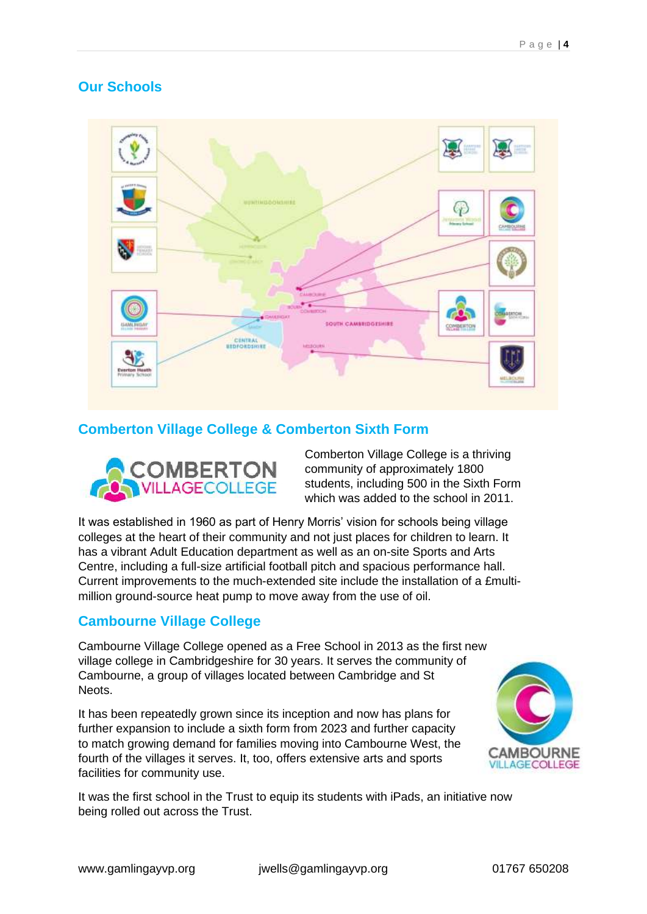## Our Schools

## Comberton Village College & Comberton Sixth Form

Comberton Village College is a thriving community of approximately 1800 students, including 500 in the Sixth Form which was added to the school in 2011.

It was established in 1960 as part of Henry Morris' vision for schools being village colleges at the heart of their community and not just places for children to learn. It has a vibrant Adult Education department as well as an on-site Sports and Arts Centre, including a full-size artificial football pitch and spacious performance hall. Current improvements to the much-extended site include the installation of a £multi-million ground-source heat pump to move away from the use of oil.

## Cambourne Village College

Cambourne Village College opened as a Free School in 2013 as the first new village college in Cambridgeshire for 30 years. It serves the community of Cambourne, a group of villages located between Cambridge and St Neots.

It has been repeatedly grown since its inception and now has plans for further expansion to include a sixth form from 2023 and further capacity to match growing demand for families moving into Cambourne West, the fourth of the villages it serves. It, too, offers extensive arts and sports facilities for community use.

It was the first school in the Trust to equip its students with iPads, an initiative now being rolled out across the Trust.

www.gamlingayvp.org jwells@gamlingayvp.org 01767 650208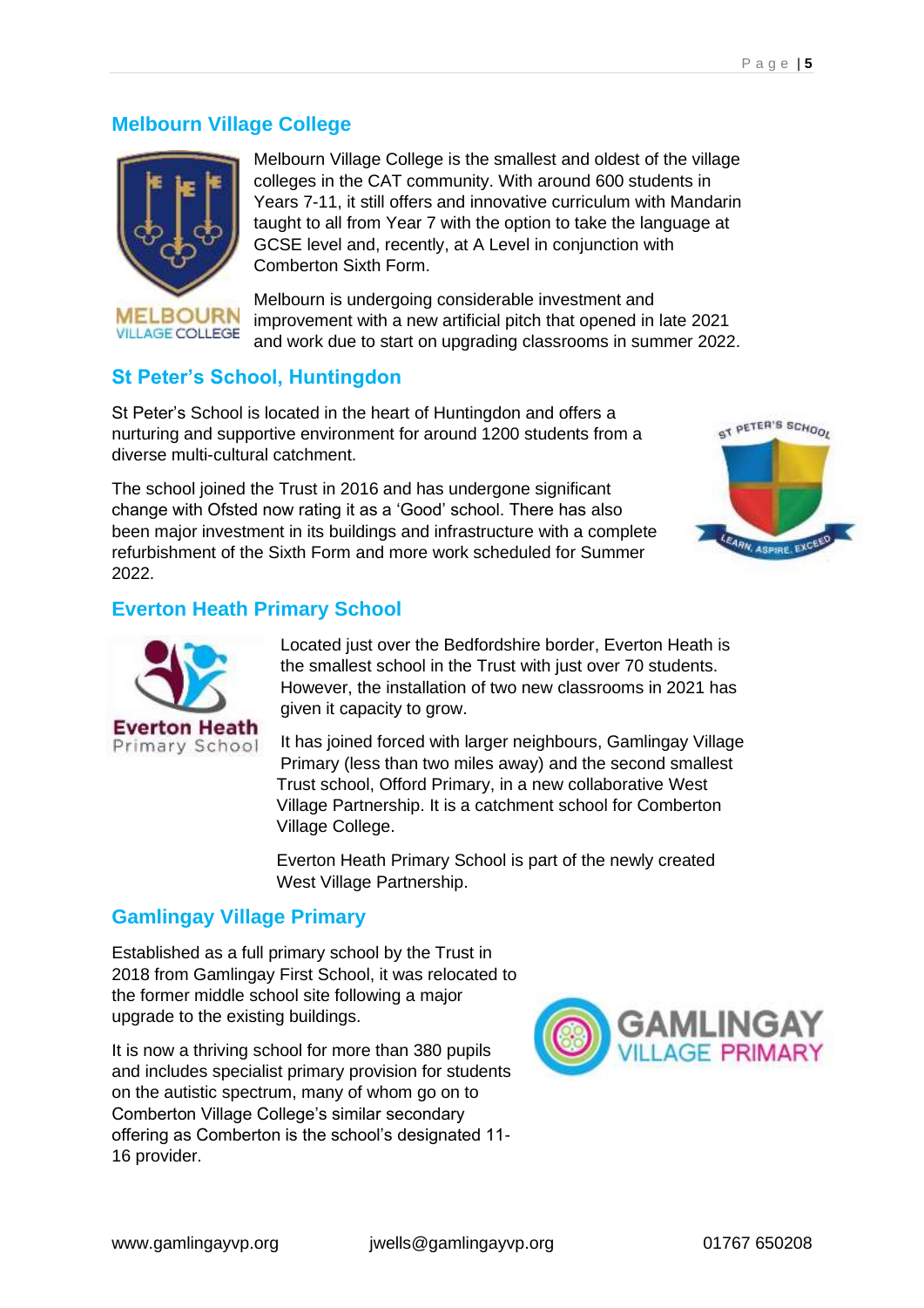## Melbourn Village College

Melbourn Village College is the smallest and oldest of the village colleges in the CAT community. With around 600 students in Years 7-11, it still offers and innovative curriculum with Mandarin taught to all from Year 7 with the option to take the language at GCSE level and, recently, at A Level in conjunction with Comberton Sixth Form.

Melbourn is undergoing considerable investment and improvement with a new artificial pitch that opened in late 2021 and work due to start on upgrading classrooms in summer 2022.

## St Peter's School, Huntingdon

St Peter's School is located in the heart of Huntingdon and offers a nurturing and supportive environment for around 1200 students from a diverse multi-cultural catchment.

The school joined the Trust in 2016 and has undergone significant change with Ofsted now rating it as a 'Good' school. There has also been major investment in its buildings and infrastructure with a complete refurbishment of the Sixth Form and more work scheduled for Summer 2022.

## Everton Heath Primary School

Located just over the Bedfordshire border, Everton Heath is the smallest school in the Trust with just over 70 students. However, the installation of two new classrooms in 2021 has given it capacity to grow.

It has joined forced with larger neighbours, Gamlingay Village Primary (less than two miles away) and the second smallest Trust school, Offord Primary, in a new collaborative West Village Partnership. It is a catchment school for Comberton Village College.

Everton Heath Primary School is part of the newly created West Village Partnership.

## Gamlingay Village Primary

Established as a full primary school by the Trust in 2018 from Gamlingay First School, it was relocated to the former middle school site following a major upgrade to the existing buildings.

It is now a thriving school for more than 380 pupils and includes specialist primary provision for students on the autistic spectrum, many of whom go on to Comberton Village College's similar secondary offering as Comberton is the school's designated 11-16 provider.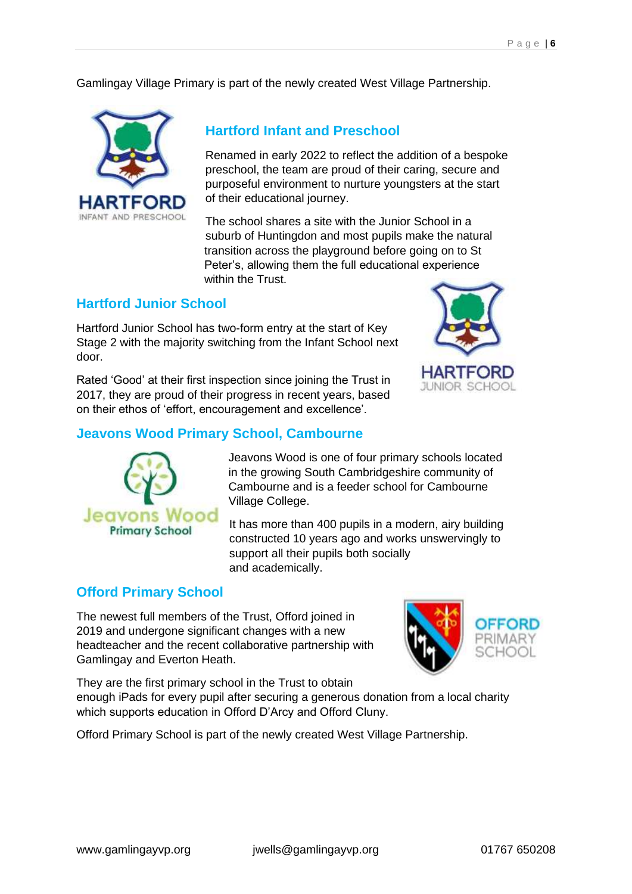Gamlingay Village Primary is part of the newly created West Village Partnership.

## Hartford Infant and Preschool

Renamed in early 2022 to reflect the addition of a bespoke preschool, the team are proud of their caring, secure and purposeful environment to nurture youngsters at the start of their educational journey.

The school shares a site with the Junior School in a suburb of Huntingdon and most pupils make the natural transition across the playground before going on to St Peter's, allowing them the full educational experience within the Trust.

## Hartford Junior School

Hartford Junior School has two-form entry at the start of Key Stage 2 with the majority switching from the Infant School next door.

Rated 'Good' at their first inspection since joining the Trust in 2017, they are proud of their progress in recent years, based on their ethos of 'effort, encouragement and excellence'.

## Jeavons Wood Primary School, Cambourne

Jeavons Wood is one of four primary schools located in the growing South Cambridgeshire community of Cambourne and is a feeder school for Cambourne Village College.

It has more than 400 pupils in a modern, airy building constructed 10 years ago and works unswervingly to support all their pupils both socially and academically.

## Offord Primary School

The newest full members of the Trust, Offord joined in 2019 and undergone significant changes with a new headteacher and the recent collaborative partnership with Gamlingay and Everton Heath.

They are the first primary school in the Trust to obtain enough iPads for every pupil after securing a generous donation from a local charity which supports education in Offord D'Arcy and Offord Cluny.

Offord Primary School is part of the newly created West Village Partnership.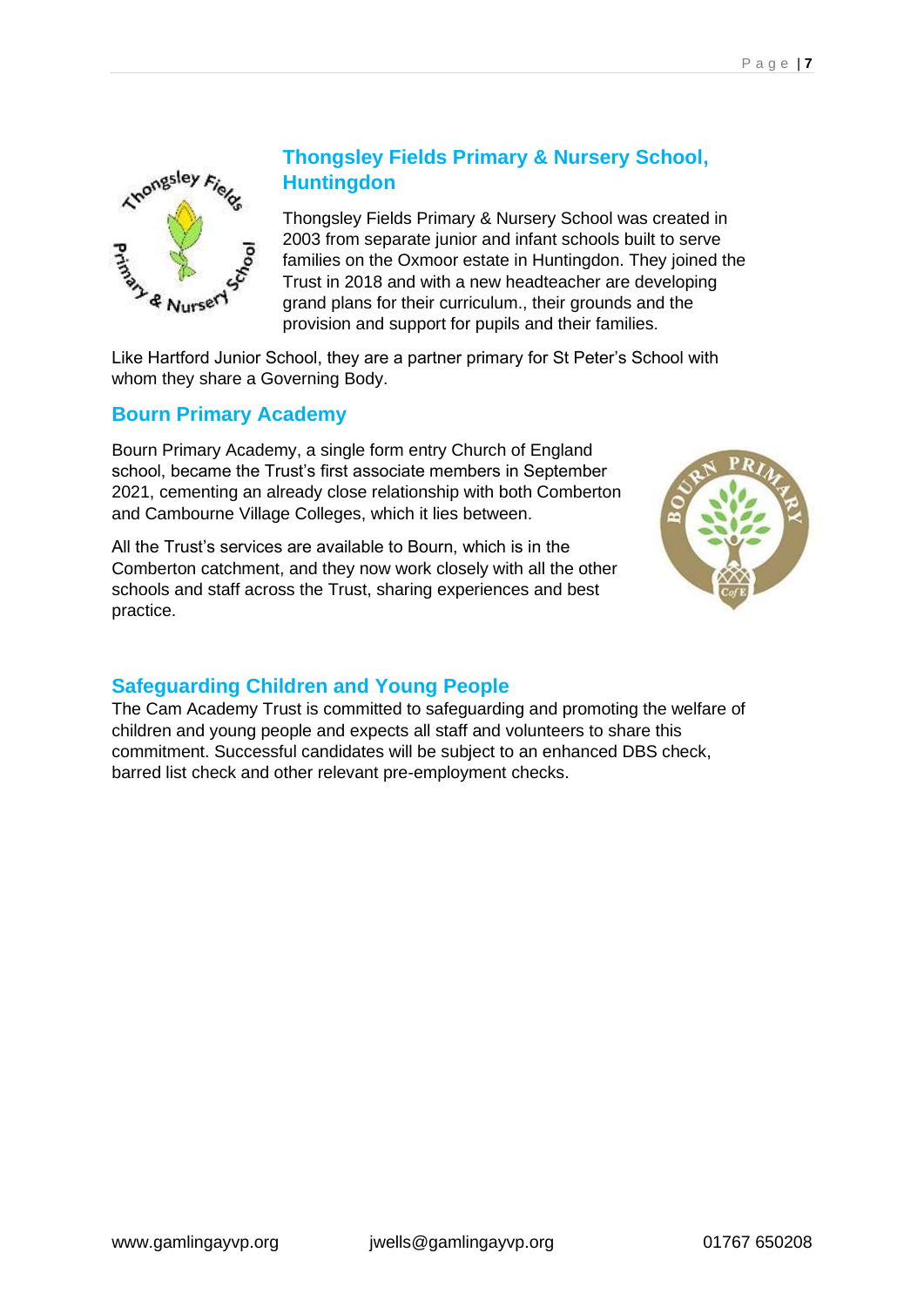## Thongsley Fields Primary & Nursery School, Huntingdon

Thongsley Fields Primary & Nursery School was created in 2003 from separate junior and infant schools built to serve families on the Oxmoor estate in Huntingdon. They joined the Trust in 2018 and with a new headteacher are developing grand plans for their curriculum., their grounds and the provision and support for pupils and their families.

Like Hartford Junior School, they are a partner primary for St Peter's School with whom they share a Governing Body.

## Bourn Primary Academy

Bourn Primary Academy, a single form entry Church of England school, became the Trust's first associate members in September 2021, cementing an already close relationship with both Comberton and Cambourne Village Colleges, which it lies between.

All the Trust's services are available to Bourn, which is in the Comberton catchment, and they now work closely with all the other schools and staff across the Trust, sharing experiences and best practice.

## Safeguarding Children and Young People

The Cam Academy Trust is committed to safeguarding and promoting the welfare of children and young people and expects all staff and volunteers to share this commitment. Successful candidates will be subject to an enhanced DBS check, barred list check and other relevant pre-employment checks.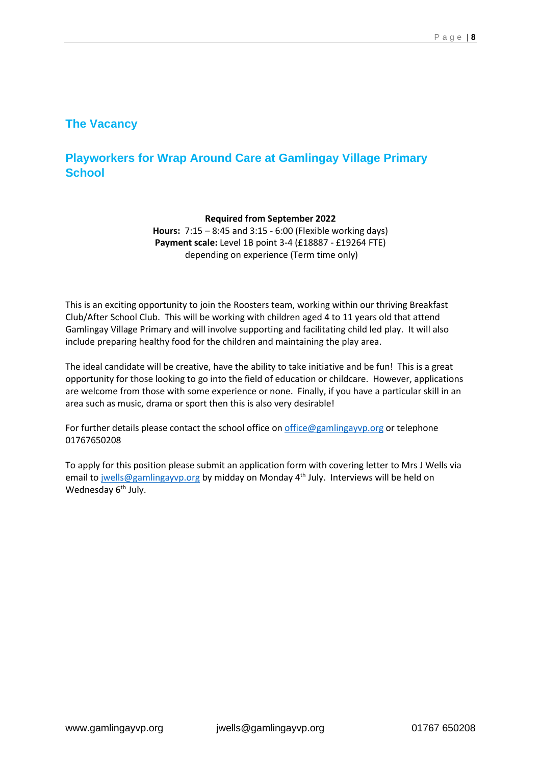## The Vacancy

## Playworkers for Wrap Around Care at Gamlingay Village Primary School

**Required from September 2022**
**Hours:** 7:15 – 8:45 and 3:15 - 6:00 (Flexible working days)
**Payment scale:** Level 1B point 3-4 (£18887 - £19264 FTE)
depending on experience (Term time only)

This is an exciting opportunity to join the Roosters team, working within our thriving Breakfast Club/After School Club. This will be working with children aged 4 to 11 years old that attend Gamlingay Village Primary and will involve supporting and facilitating child led play. It will also include preparing healthy food for the children and maintaining the play area.

The ideal candidate will be creative, have the ability to take initiative and be fun! This is a great opportunity for those looking to go into the field of education or childcare. However, applications are welcome from those with some experience or none. Finally, if you have a particular skill in an area such as music, drama or sport then this is also very desirable!

For further details please contact the school office on office@gamlingayvp.org or telephone 01767650208

To apply for this position please submit an application form with covering letter to Mrs J Wells via email to jwells@gamlingayvp.org by midday on Monday 4th July. Interviews will be held on Wednesday 6th July.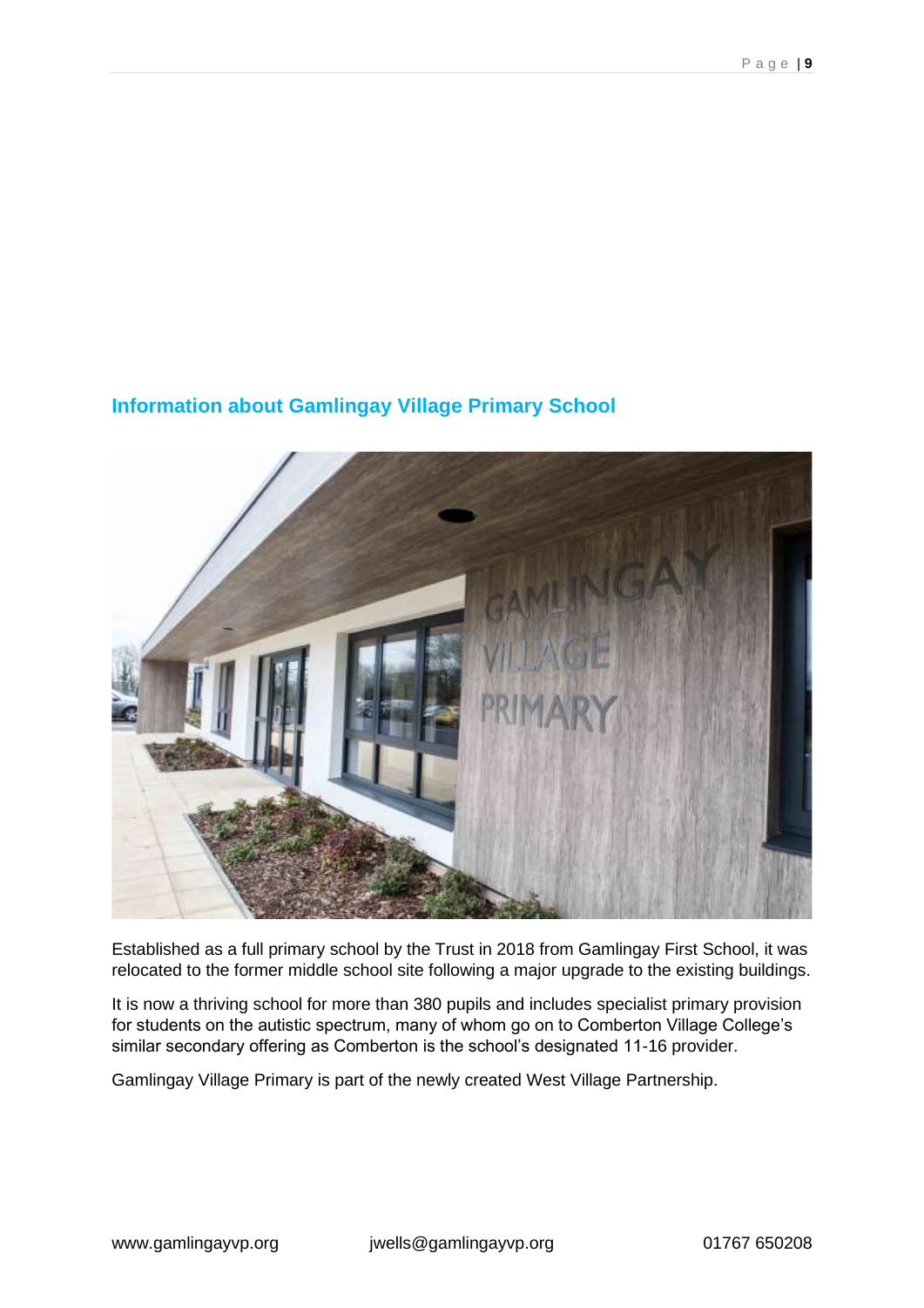## Information about Gamlingay Village Primary School

Established as a full primary school by the Trust in 2018 from Gamlingay First School, it was relocated to the former middle school site following a major upgrade to the existing buildings.

It is now a thriving school for more than 380 pupils and includes specialist primary provision for students on the autistic spectrum, many of whom go on to Comberton Village College's similar secondary offering as Comberton is the school's designated 11-16 provider.

Gamlingay Village Primary is part of the newly created West Village Partnership.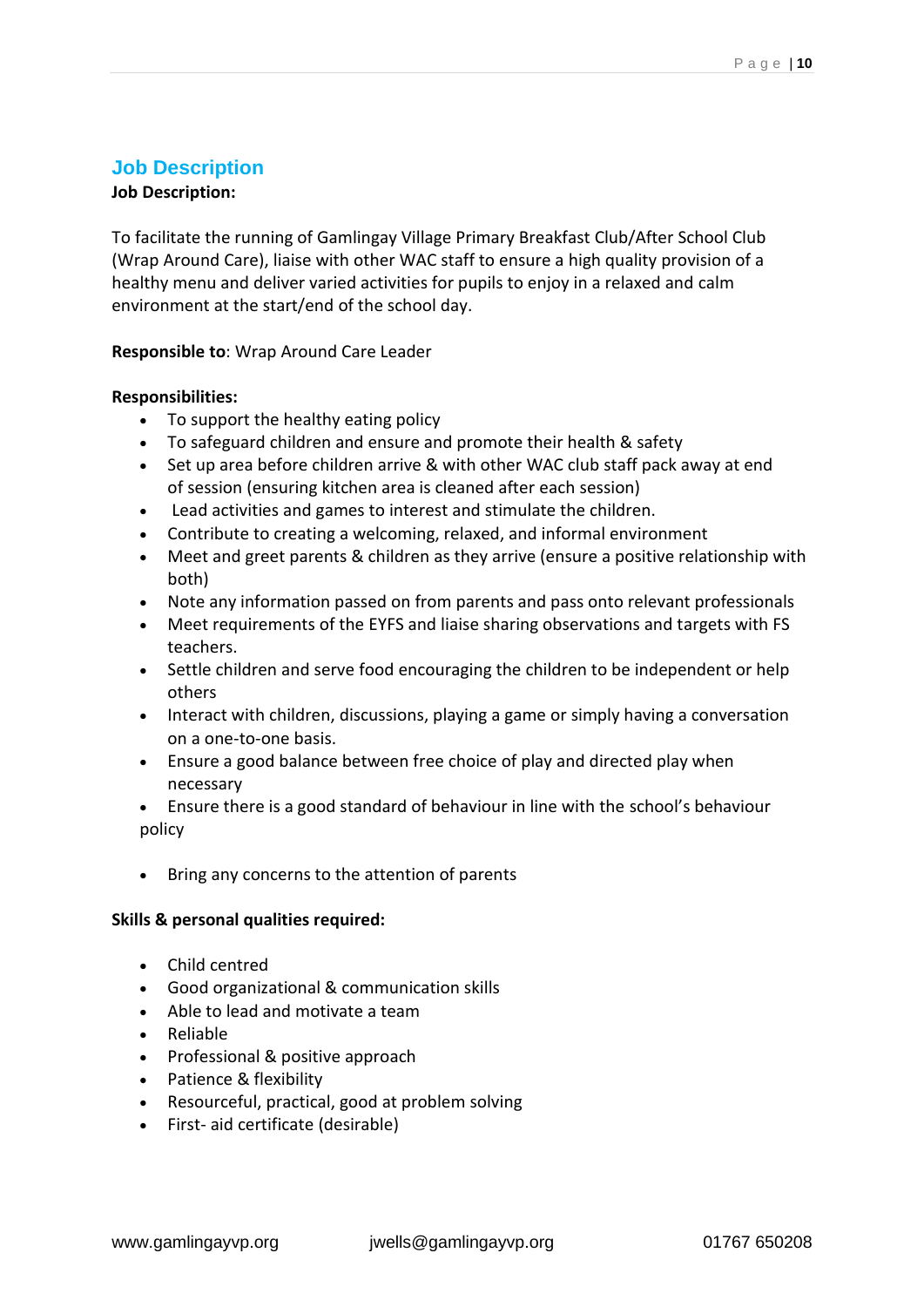## Job Description

**Job Description:**

To facilitate the running of Gamlingay Village Primary Breakfast Club/After School Club (Wrap Around Care), liaise with other WAC staff to ensure a high quality provision of a healthy menu and deliver varied activities for pupils to enjoy in a relaxed and calm environment at the start/end of the school day.

**Responsible to**: Wrap Around Care Leader

**Responsibilities:**

- To support the healthy eating policy
- To safeguard children and ensure and promote their health & safety
- Set up area before children arrive & with other WAC club staff pack away at end of session (ensuring kitchen area is cleaned after each session)
- Lead activities and games to interest and stimulate the children.
- Contribute to creating a welcoming, relaxed, and informal environment
- Meet and greet parents & children as they arrive (ensure a positive relationship with both)
- Note any information passed on from parents and pass onto relevant professionals
- Meet requirements of the EYFS and liaise sharing observations and targets with FS teachers.
- Settle children and serve food encouraging the children to be independent or help others
- Interact with children, discussions, playing a game or simply having a conversation on a one-to-one basis.
- Ensure a good balance between free choice of play and directed play when necessary
- Ensure there is a good standard of behaviour in line with the school's behaviour policy
- Bring any concerns to the attention of parents

**Skills & personal qualities required:**

- Child centred
- Good organizational & communication skills
- Able to lead and motivate a team
- Reliable
- Professional & positive approach
- Patience & flexibility
- Resourceful, practical, good at problem solving
- First- aid certificate (desirable)